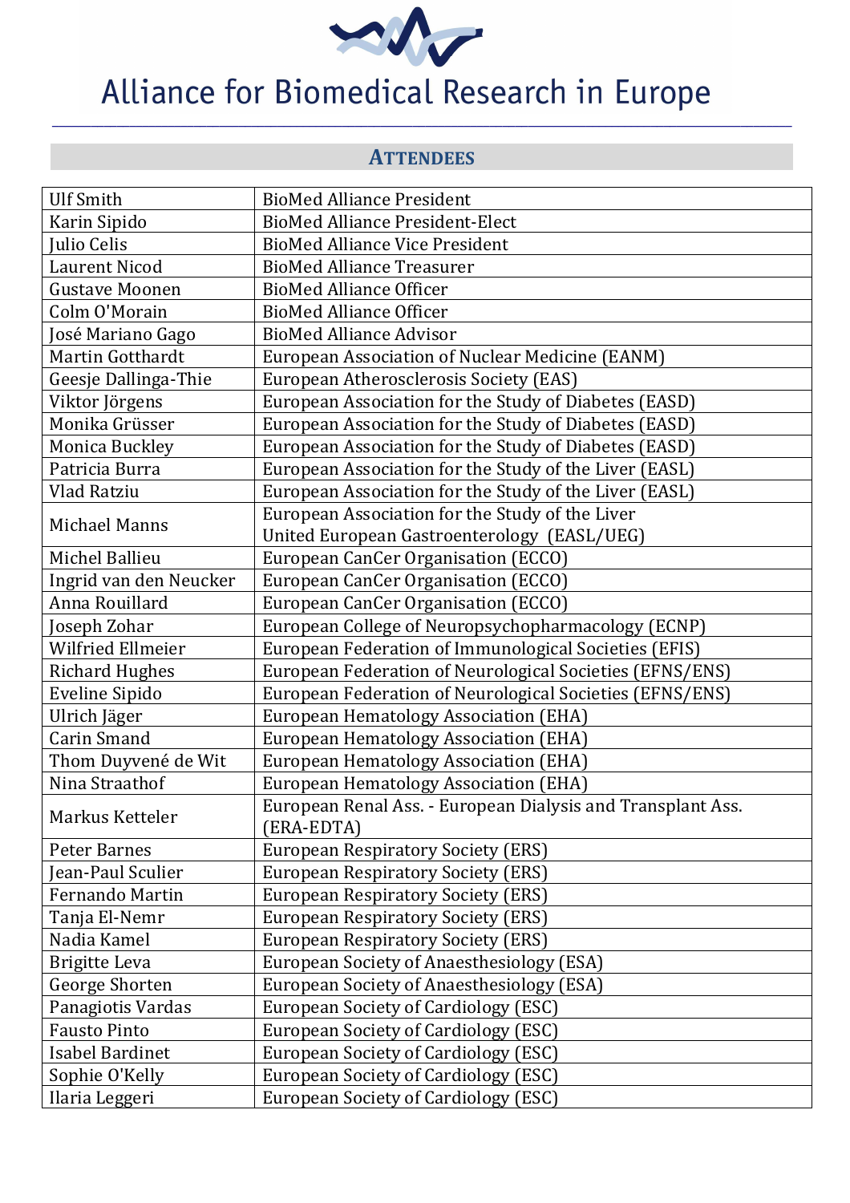# Alliance for Biomedical Research in Europe

## ATTENDEES

| | |
|---|---|
| Ulf Smith | BioMed Alliance President |
| Karin Sipido | BioMed Alliance President-Elect |
| Julio Celis | BioMed Alliance Vice President |
| Laurent Nicod | BioMed Alliance Treasurer |
| Gustave Moonen | BioMed Alliance Officer |
| Colm O'Morain | BioMed Alliance Officer |
| José Mariano Gago | BioMed Alliance Advisor |
| Martin Gotthardt | European Association of Nuclear Medicine (EANM) |
| Geesje Dallinga-Thie | European Atherosclerosis Society (EAS) |
| Viktor Jörgens | European Association for the Study of Diabetes (EASD) |
| Monika Grüsser | European Association for the Study of Diabetes (EASD) |
| Monica Buckley | European Association for the Study of Diabetes (EASD) |
| Patricia Burra | European Association for the Study of the Liver (EASL) |
| Vlad Ratziu | European Association for the Study of the Liver (EASL) |
| Michael Manns | European Association for the Study of the Liver United European Gastroenterology (EASL/UEG) |
| Michel Ballieu | European CanCer Organisation (ECCO) |
| Ingrid van den Neucker | European CanCer Organisation (ECCO) |
| Anna Rouillard | European CanCer Organisation (ECCO) |
| Joseph Zohar | European College of Neuropsychopharmacology (ECNP) |
| Wilfried Ellmeier | European Federation of Immunological Societies (EFIS) |
| Richard Hughes | European Federation of Neurological Societies (EFNS/ENS) |
| Eveline Sipido | European Federation of Neurological Societies (EFNS/ENS) |
| Ulrich Jäger | European Hematology Association (EHA) |
| Carin Smand | European Hematology Association (EHA) |
| Thom Duyvené de Wit | European Hematology Association (EHA) |
| Nina Straathof | European Hematology Association (EHA) |
| Markus Ketteler | European Renal Ass. - European Dialysis and Transplant Ass. (ERA-EDTA) |
| Peter Barnes | European Respiratory Society (ERS) |
| Jean-Paul Sculier | European Respiratory Society (ERS) |
| Fernando Martin | European Respiratory Society (ERS) |
| Tanja El-Nemr | European Respiratory Society (ERS) |
| Nadia Kamel | European Respiratory Society (ERS) |
| Brigitte Leva | European Society of Anaesthesiology (ESA) |
| George Shorten | European Society of Anaesthesiology (ESA) |
| Panagiotis Vardas | European Society of Cardiology (ESC) |
| Fausto Pinto | European Society of Cardiology (ESC) |
| Isabel Bardinet | European Society of Cardiology (ESC) |
| Sophie O'Kelly | European Society of Cardiology (ESC) |
| Ilaria Leggeri | European Society of Cardiology (ESC) |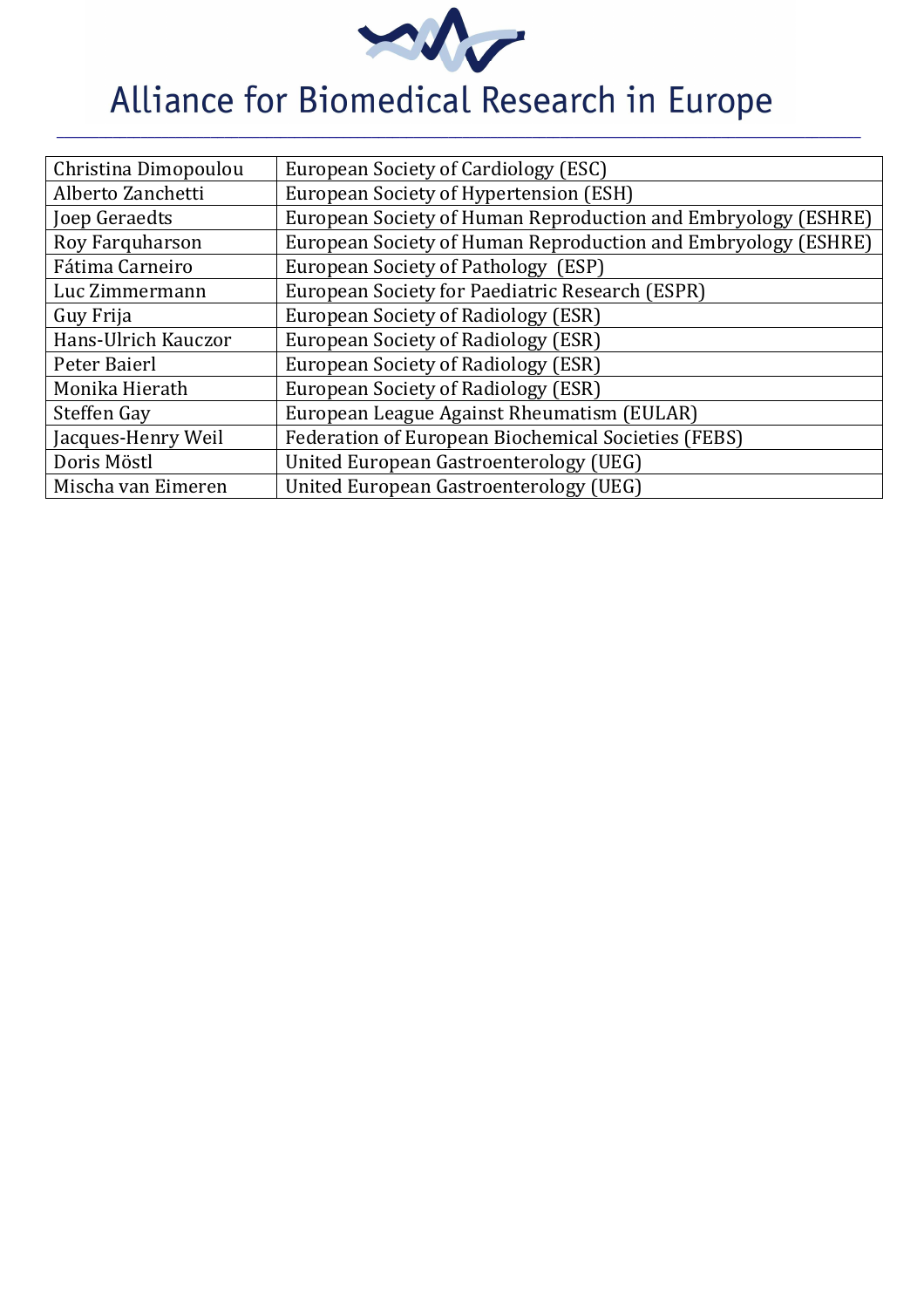| | |
|---|---|
| Christina Dimopoulou | European Society of Cardiology (ESC) |
| Alberto Zanchetti | European Society of Hypertension (ESH) |
| Joep Geraedts | European Society of Human Reproduction and Embryology (ESHRE) |
| Roy Farquharson | European Society of Human Reproduction and Embryology (ESHRE) |
| Fátima Carneiro | European Society of Pathology (ESP) |
| Luc Zimmermann | European Society for Paediatric Research (ESPR) |
| Guy Frija | European Society of Radiology (ESR) |
| Hans-Ulrich Kauczor | European Society of Radiology (ESR) |
| Peter Baierl | European Society of Radiology (ESR) |
| Monika Hierath | European Society of Radiology (ESR) |
| Steffen Gay | European League Against Rheumatism (EULAR) |
| Jacques-Henry Weil | Federation of European Biochemical Societies (FEBS) |
| Doris Möstl | United European Gastroenterology (UEG) |
| Mischa van Eimeren | United European Gastroenterology (UEG) |